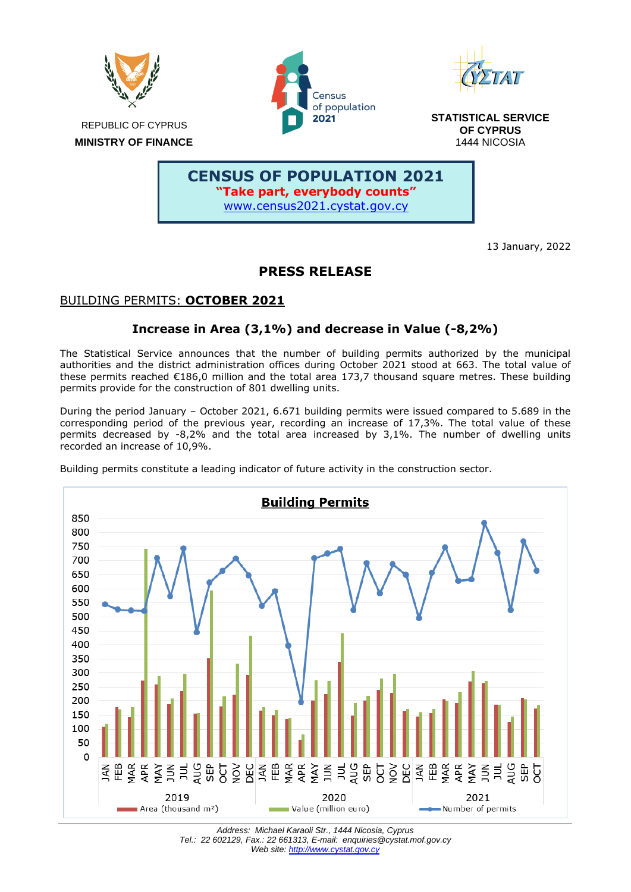REPUBLIC OF CYPRUS

**MINISTRY OF FINANCE**

**STATISTICAL SERVICE OF CYPRUS**

1444 NICOSIA

**CENSUS OF POPULATION 2021**

**"Take part, everybody counts"**

www.census2021.cystat.gov.cy

13 January, 2022

# PRESS RELEASE

## BUILDING PERMITS: **OCTOBER 2021**

### Increase in Area (3,1%) and decrease in Value (-8,2%)

The Statistical Service announces that the number of building permits authorized by the municipal authorities and the district administration offices during October 2021 stood at 663. The total value of these permits reached €186,0 million and the total area 173,7 thousand square metres. These building permits provide for the construction of 801 dwelling units.

During the period January – October 2021, 6.671 building permits were issued compared to 5.689 in the corresponding period of the previous year, recording an increase of 17,3%. The total value of these permits decreased by -8,2% and the total area increased by 3,1%. The number of dwelling units recorded an increase of 10,9%.

Building permits constitute a leading indicator of future activity in the construction sector.

**Building Permits**

Legend: Area (thousand m²), Value (million euro), Number of permits

Address: Michael Karaoli Str., 1444 Nicosia, Cyprus
Tel.: 22 602129, Fax.: 22 661313, E-mail: enquiries@cystat.mof.gov.cy
Web site: http://www.cystat.gov.cy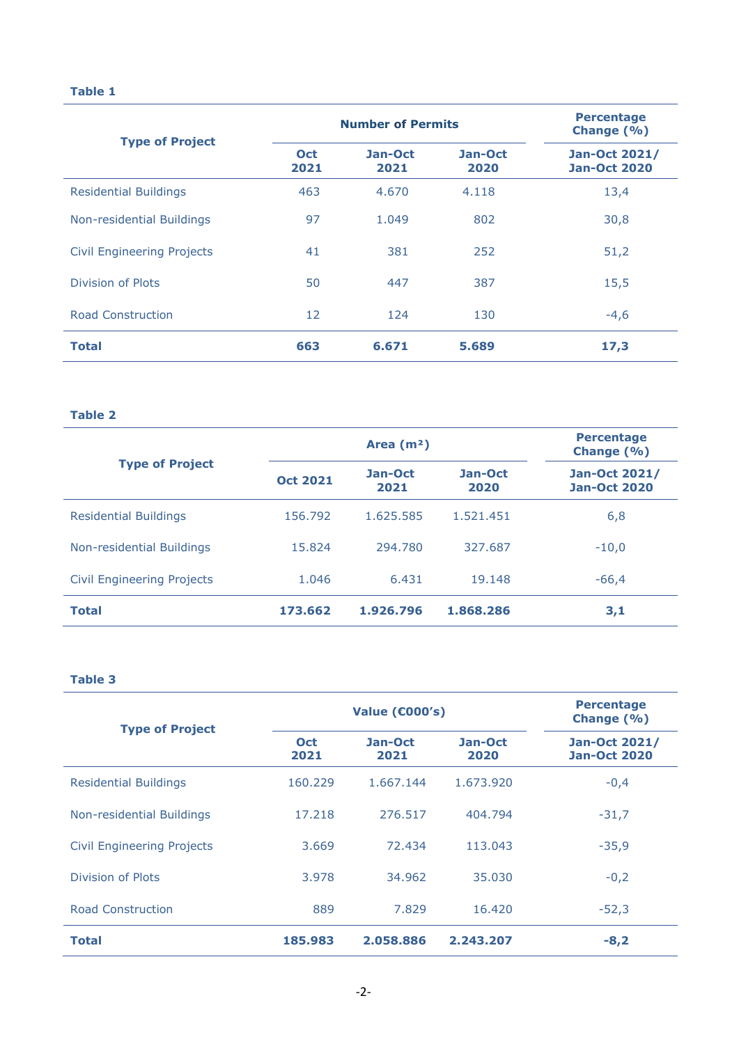**Table 1**

| Type of Project | Number of Permits | | | Percentage Change (%) |
|---|---|---|---|---|
| | Oct 2021 | Jan-Oct 2021 | Jan-Oct 2020 | Jan-Oct 2021/ Jan-Oct 2020 |
| Residential Buildings | 463 | 4.670 | 4.118 | 13,4 |
| Non-residential Buildings | 97 | 1.049 | 802 | 30,8 |
| Civil Engineering Projects | 41 | 381 | 252 | 51,2 |
| Division of Plots | 50 | 447 | 387 | 15,5 |
| Road Construction | 12 | 124 | 130 | -4,6 |
| **Total** | **663** | **6.671** | **5.689** | **17,3** |

**Table 2**

| Type of Project | Area (m²) | | | Percentage Change (%) |
|---|---|---|---|---|
| | Oct 2021 | Jan-Oct 2021 | Jan-Oct 2020 | Jan-Oct 2021/ Jan-Oct 2020 |
| Residential Buildings | 156.792 | 1.625.585 | 1.521.451 | 6,8 |
| Non-residential Buildings | 15.824 | 294.780 | 327.687 | -10,0 |
| Civil Engineering Projects | 1.046 | 6.431 | 19.148 | -66,4 |
| **Total** | **173.662** | **1.926.796** | **1.868.286** | **3,1** |

**Table 3**

| Type of Project | Value (€000's) | | | Percentage Change (%) |
|---|---|---|---|---|
| | Oct 2021 | Jan-Oct 2021 | Jan-Oct 2020 | Jan-Oct 2021/ Jan-Oct 2020 |
| Residential Buildings | 160.229 | 1.667.144 | 1.673.920 | -0,4 |
| Non-residential Buildings | 17.218 | 276.517 | 404.794 | -31,7 |
| Civil Engineering Projects | 3.669 | 72.434 | 113.043 | -35,9 |
| Division of Plots | 3.978 | 34.962 | 35.030 | -0,2 |
| Road Construction | 889 | 7.829 | 16.420 | -52,3 |
| **Total** | **185.983** | **2.058.886** | **2.243.207** | **-8,2** |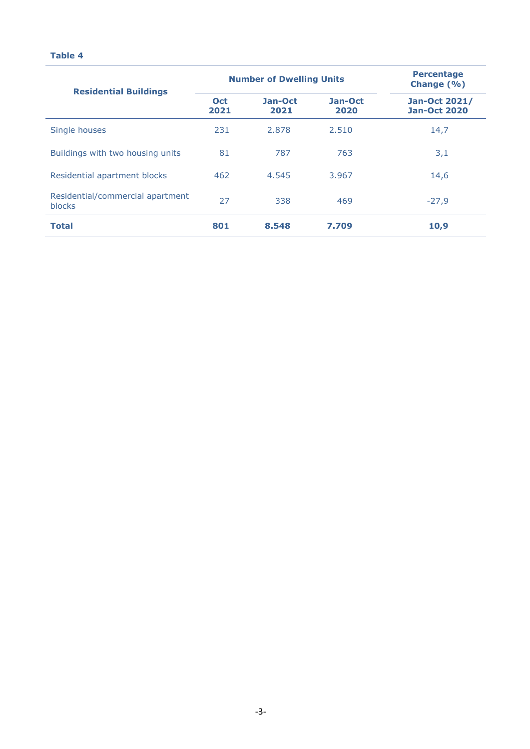**Table 4**

| Residential Buildings | Number of Dwelling Units | | | Percentage Change (%) |
|---|---|---|---|---|
| | Oct 2021 | Jan-Oct 2021 | Jan-Oct 2020 | Jan-Oct 2021/ Jan-Oct 2020 |
| Single houses | 231 | 2.878 | 2.510 | 14,7 |
| Buildings with two housing units | 81 | 787 | 763 | 3,1 |
| Residential apartment blocks | 462 | 4.545 | 3.967 | 14,6 |
| Residential/commercial apartment blocks | 27 | 338 | 469 | -27,9 |
| **Total** | **801** | **8.548** | **7.709** | **10,9** |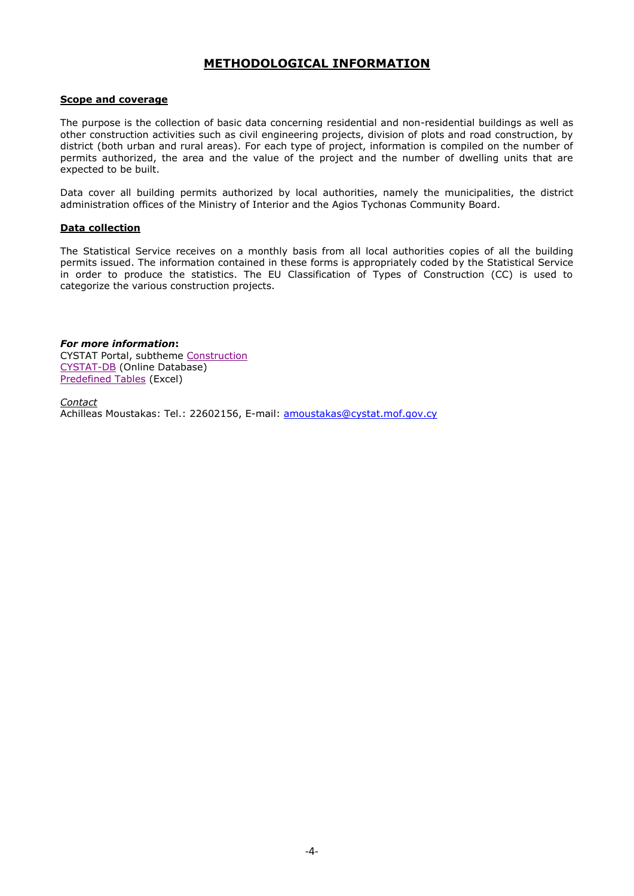# METHODOLOGICAL INFORMATION

## Scope and coverage

The purpose is the collection of basic data concerning residential and non-residential buildings as well as other construction activities such as civil engineering projects, division of plots and road construction, by district (both urban and rural areas). For each type of project, information is compiled on the number of permits authorized, the area and the value of the project and the number of dwelling units that are expected to be built.

Data cover all building permits authorized by local authorities, namely the municipalities, the district administration offices of the Ministry of Interior and the Agios Tychonas Community Board.

## Data collection

The Statistical Service receives on a monthly basis from all local authorities copies of all the building permits issued. The information contained in these forms is appropriately coded by the Statistical Service in order to produce the statistics. The EU Classification of Types of Construction (CC) is used to categorize the various construction projects.

***For more information*:**
CYSTAT Portal, subtheme Construction
CYSTAT-DB (Online Database)
Predefined Tables (Excel)

*Contact*
Achilleas Moustakas: Tel.: 22602156, E-mail: amoustakas@cystat.mof.gov.cy